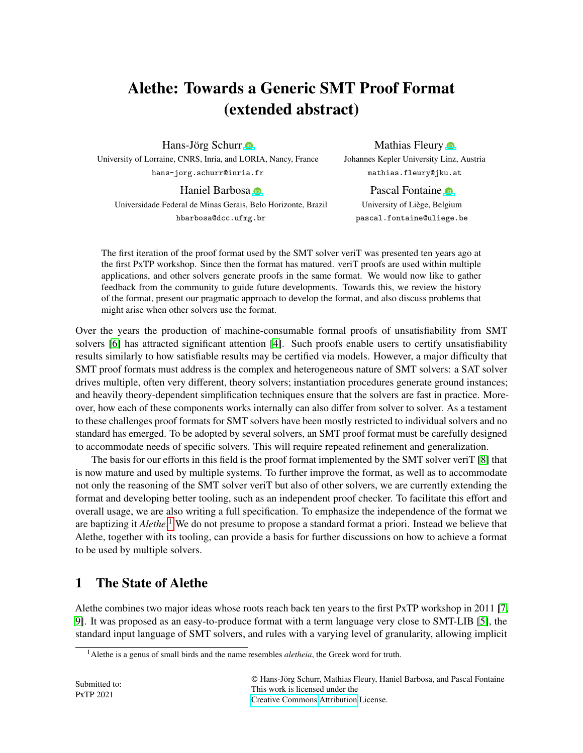# Alethe: Towards a Generic SMT Proof Format (extended abstract)

Hans-Jörg Schurr
University of Lorraine, CNRS, Inria, and LORIA, Nancy, France
hans-jorg.schurr@inria.fr

Mathias Fleury
Johannes Kepler University Linz, Austria
mathias.fleury@jku.at

Haniel Barbosa
Universidade Federal de Minas Gerais, Belo Horizonte, Brazil
hbarbosa@dcc.ufmg.br

Pascal Fontaine
University of Liège, Belgium
pascal.fontaine@uliege.be

The first iteration of the proof format used by the SMT solver veriT was presented ten years ago at the first PxTP workshop. Since then the format has matured. veriT proofs are used within multiple applications, and other solvers generate proofs in the same format. We would now like to gather feedback from the community to guide future developments. Towards this, we review the history of the format, present our pragmatic approach to develop the format, and also discuss problems that might arise when other solvers use the format.

Over the years the production of machine-consumable formal proofs of unsatisfiability from SMT solvers [6] has attracted significant attention [4]. Such proofs enable users to certify unsatisfiability results similarly to how satisfiable results may be certified via models. However, a major difficulty that SMT proof formats must address is the complex and heterogeneous nature of SMT solvers: a SAT solver drives multiple, often very different, theory solvers; instantiation procedures generate ground instances; and heavily theory-dependent simplification techniques ensure that the solvers are fast in practice. Moreover, how each of these components works internally can also differ from solver to solver. As a testament to these challenges proof formats for SMT solvers have been mostly restricted to individual solvers and no standard has emerged. To be adopted by several solvers, an SMT proof format must be carefully designed to accommodate needs of specific solvers. This will require repeated refinement and generalization.

The basis for our efforts in this field is the proof format implemented by the SMT solver veriT [8] that is now mature and used by multiple systems. To further improve the format, as well as to accommodate not only the reasoning of the SMT solver veriT but also of other solvers, we are currently extending the format and developing better tooling, such as an independent proof checker. To facilitate this effort and overall usage, we are also writing a full specification. To emphasize the independence of the format we are baptizing it *Alethe*.[1] We do not presume to propose a standard format a priori. Instead we believe that Alethe, together with its tooling, can provide a basis for further discussions on how to achieve a format to be used by multiple solvers.

## 1 The State of Alethe

Alethe combines two major ideas whose roots reach back ten years to the first PxTP workshop in 2011 [7, 9]. It was proposed as an easy-to-produce format with a term language very close to SMT-LIB [5], the standard input language of SMT solvers, and rules with a varying level of granularity, allowing implicit

[1] Alethe is a genus of small birds and the name resembles *aletheia*, the Greek word for truth.

Submitted to:
PxTP 2021

© Hans-Jörg Schurr, Mathias Fleury, Haniel Barbosa, and Pascal Fontaine
This work is licensed under the Creative Commons Attribution License.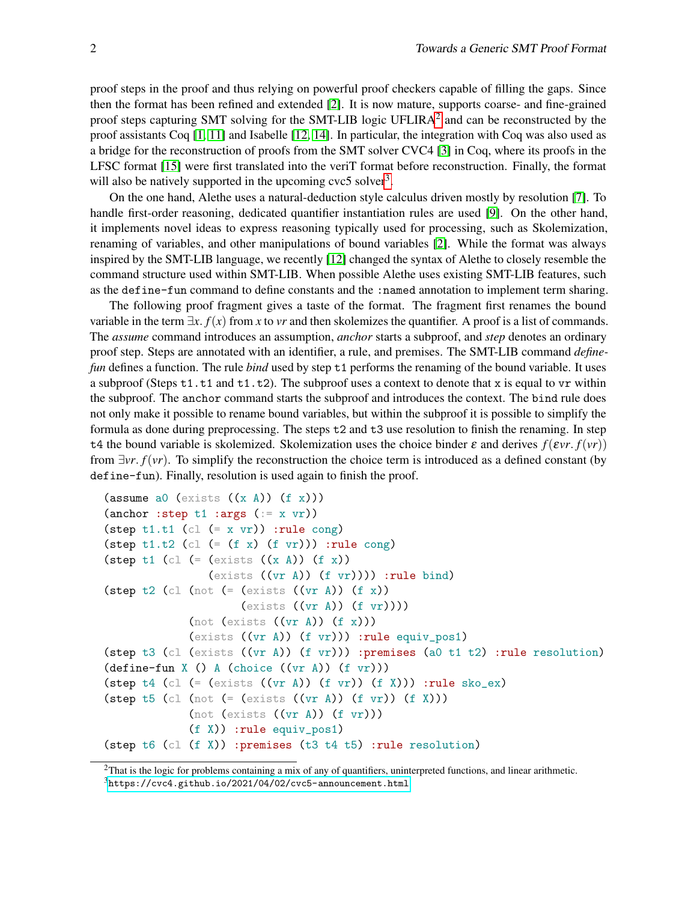proof steps in the proof and thus relying on powerful proof checkers capable of filling the gaps. Since then the format has been refined and extended [2]. It is now mature, supports coarse- and fine-grained proof steps capturing SMT solving for the SMT-LIB logic UFLIRA[2] and can be reconstructed by the proof assistants Coq [1, 11] and Isabelle [12, 14]. In particular, the integration with Coq was also used as a bridge for the reconstruction of proofs from the SMT solver CVC4 [3] in Coq, where its proofs in the LFSC format [15] were first translated into the veriT format before reconstruction. Finally, the format will also be natively supported in the upcoming cvc5 solver[3].

On the one hand, Alethe uses a natural-deduction style calculus driven mostly by resolution [7]. To handle first-order reasoning, dedicated quantifier instantiation rules are used [9]. On the other hand, it implements novel ideas to express reasoning typically used for processing, such as Skolemization, renaming of variables, and other manipulations of bound variables [2]. While the format was always inspired by the SMT-LIB language, we recently [12] changed the syntax of Alethe to closely resemble the command structure used within SMT-LIB. When possible Alethe uses existing SMT-LIB features, such as the `define-fun` command to define constants and the `:named` annotation to implement term sharing.

The following proof fragment gives a taste of the format. The fragment first renames the bound variable in the term $\exists x. f(x)$ from $x$ to $vr$ and then skolemizes the quantifier. A proof is a list of commands. The *assume* command introduces an assumption, *anchor* starts a subproof, and *step* denotes an ordinary proof step. Steps are annotated with an identifier, a rule, and premises. The SMT-LIB command *define-fun* defines a function. The rule *bind* used by step `t1` performs the renaming of the bound variable. It uses a subproof (Steps `t1.t1` and `t1.t2`). The subproof uses a context to denote that `x` is equal to `vr` within the subproof. The `anchor` command starts the subproof and introduces the context. The `bind` rule does not only make it possible to rename bound variables, but within the subproof it is possible to simplify the formula as done during preprocessing. The steps `t2` and `t3` use resolution to finish the renaming. In step `t4` the bound variable is skolemized. Skolemization uses the choice binder $\varepsilon$ and derives $f(\varepsilon vr. f(vr))$ from $\exists vr. f(vr)$. To simplify the reconstruction the choice term is introduced as a defined constant (by `define-fun`). Finally, resolution is used again to finish the proof.

```
(assume a0 (exists ((x A)) (f x)))
(anchor :step t1 :args (:= x vr))
(step t1.t1 (cl (= x vr)) :rule cong)
(step t1.t2 (cl (= (f x) (f vr))) :rule cong)
(step t1 (cl (= (exists ((x A)) (f x))
             (exists ((vr A)) (f vr)))) :rule bind)
(step t2 (cl (not (= (exists ((vr A)) (f x))
                     (exists ((vr A)) (f vr))))
             (not (exists ((vr A)) (f x)))
             (exists ((vr A)) (f vr))) :rule equiv_pos1)
(step t3 (cl (exists ((vr A)) (f vr))) :premises (a0 t1 t2) :rule resolution)
(define-fun X () A (choice ((vr A)) (f vr)))
(step t4 (cl (= (exists ((vr A)) (f vr)) (f X))) :rule sko_ex)
(step t5 (cl (not (= (exists ((vr A)) (f vr)) (f X)))
             (not (exists ((vr A)) (f vr)))
             (f X)) :rule equiv_pos1)
(step t6 (cl (f X)) :premises (t3 t4 t5) :rule resolution)
```

[2] That is the logic for problems containing a mix of any of quantifiers, uninterpreted functions, and linear arithmetic.

[3] https://cvc4.github.io/2021/04/02/cvc5-announcement.html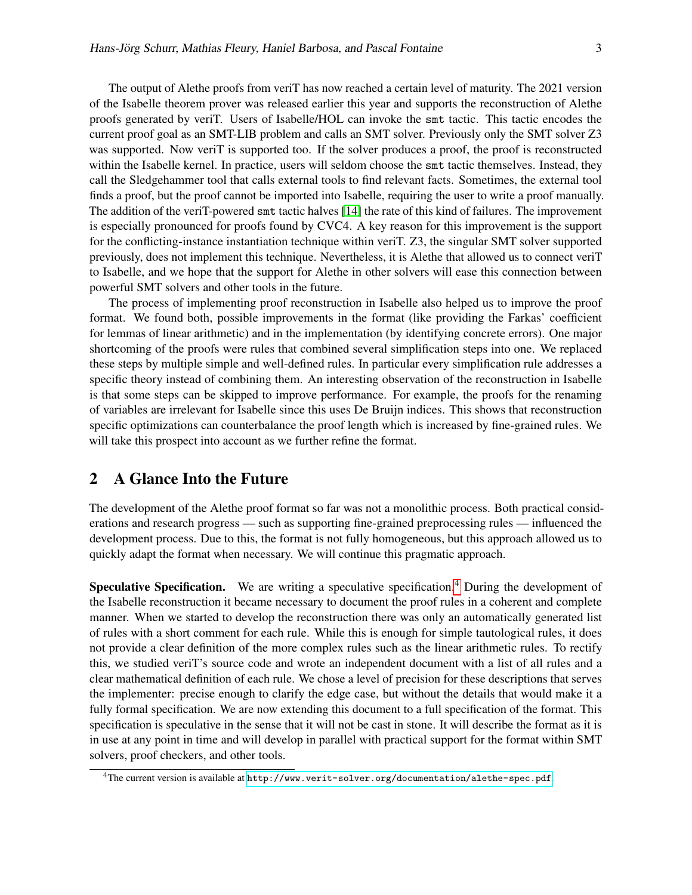The output of Alethe proofs from veriT has now reached a certain level of maturity. The 2021 version of the Isabelle theorem prover was released earlier this year and supports the reconstruction of Alethe proofs generated by veriT. Users of Isabelle/HOL can invoke the `smt` tactic. This tactic encodes the current proof goal as an SMT-LIB problem and calls an SMT solver. Previously only the SMT solver Z3 was supported. Now veriT is supported too. If the solver produces a proof, the proof is reconstructed within the Isabelle kernel. In practice, users will seldom choose the `smt` tactic themselves. Instead, they call the Sledgehammer tool that calls external tools to find relevant facts. Sometimes, the external tool finds a proof, but the proof cannot be imported into Isabelle, requiring the user to write a proof manually. The addition of the veriT-powered `smt` tactic halves [14] the rate of this kind of failures. The improvement is especially pronounced for proofs found by CVC4. A key reason for this improvement is the support for the conflicting-instance instantiation technique within veriT. Z3, the singular SMT solver supported previously, does not implement this technique. Nevertheless, it is Alethe that allowed us to connect veriT to Isabelle, and we hope that the support for Alethe in other solvers will ease this connection between powerful SMT solvers and other tools in the future.

The process of implementing proof reconstruction in Isabelle also helped us to improve the proof format. We found both, possible improvements in the format (like providing the Farkas' coefficient for lemmas of linear arithmetic) and in the implementation (by identifying concrete errors). One major shortcoming of the proofs were rules that combined several simplification steps into one. We replaced these steps by multiple simple and well-defined rules. In particular every simplification rule addresses a specific theory instead of combining them. An interesting observation of the reconstruction in Isabelle is that some steps can be skipped to improve performance. For example, the proofs for the renaming of variables are irrelevant for Isabelle since this uses De Bruijn indices. This shows that reconstruction specific optimizations can counterbalance the proof length which is increased by fine-grained rules. We will take this prospect into account as we further refine the format.

## 2 A Glance Into the Future

The development of the Alethe proof format so far was not a monolithic process. Both practical considerations and research progress — such as supporting fine-grained preprocessing rules — influenced the development process. Due to this, the format is not fully homogeneous, but this approach allowed us to quickly adapt the format when necessary. We will continue this pragmatic approach.

**Speculative Specification.** We are writing a speculative specification.[4] During the development of the Isabelle reconstruction it became necessary to document the proof rules in a coherent and complete manner. When we started to develop the reconstruction there was only an automatically generated list of rules with a short comment for each rule. While this is enough for simple tautological rules, it does not provide a clear definition of the more complex rules such as the linear arithmetic rules. To rectify this, we studied veriT's source code and wrote an independent document with a list of all rules and a clear mathematical definition of each rule. We chose a level of precision for these descriptions that serves the implementer: precise enough to clarify the edge case, but without the details that would make it a fully formal specification. We are now extending this document to a full specification of the format. This specification is speculative in the sense that it will not be cast in stone. It will describe the format as it is in use at any point in time and will develop in parallel with practical support for the format within SMT solvers, proof checkers, and other tools.

[4] The current version is available at http://www.verit-solver.org/documentation/alethe-spec.pdf.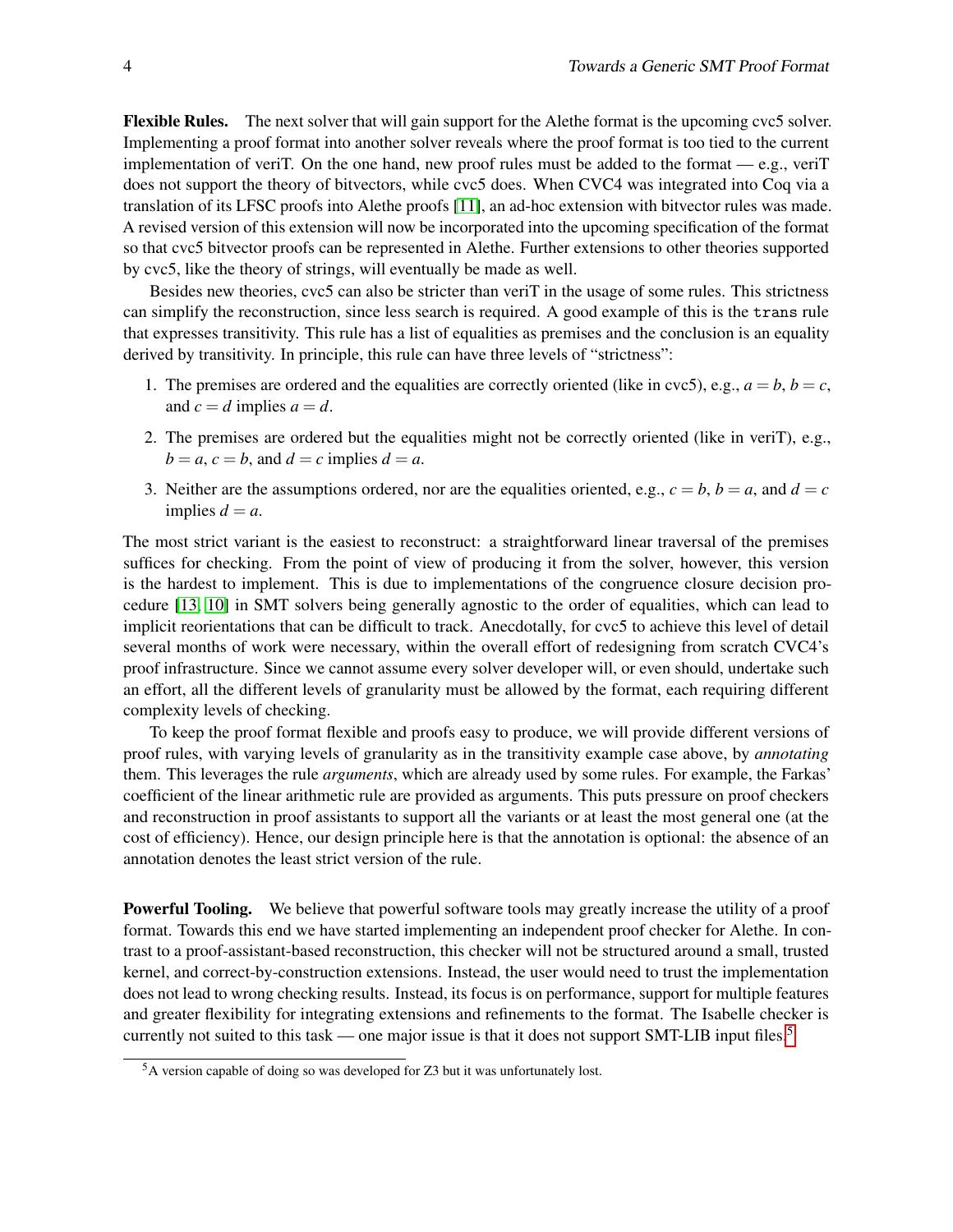**Flexible Rules.** The next solver that will gain support for the Alethe format is the upcoming cvc5 solver. Implementing a proof format into another solver reveals where the proof format is too tied to the current implementation of veriT. On the one hand, new proof rules must be added to the format — e.g., veriT does not support the theory of bitvectors, while cvc5 does. When CVC4 was integrated into Coq via a translation of its LFSC proofs into Alethe proofs [11], an ad-hoc extension with bitvector rules was made. A revised version of this extension will now be incorporated into the upcoming specification of the format so that cvc5 bitvector proofs can be represented in Alethe. Further extensions to other theories supported by cvc5, like the theory of strings, will eventually be made as well.

Besides new theories, cvc5 can also be stricter than veriT in the usage of some rules. This strictness can simplify the reconstruction, since less search is required. A good example of this is the `trans` rule that expresses transitivity. This rule has a list of equalities as premises and the conclusion is an equality derived by transitivity. In principle, this rule can have three levels of "strictness":

1. The premises are ordered and the equalities are correctly oriented (like in cvc5), e.g., $a = b$, $b = c$, and $c = d$ implies $a = d$.
2. The premises are ordered but the equalities might not be correctly oriented (like in veriT), e.g., $b = a$, $c = b$, and $d = c$ implies $d = a$.
3. Neither are the assumptions ordered, nor are the equalities oriented, e.g., $c = b$, $b = a$, and $d = c$ implies $d = a$.

The most strict variant is the easiest to reconstruct: a straightforward linear traversal of the premises suffices for checking. From the point of view of producing it from the solver, however, this version is the hardest to implement. This is due to implementations of the congruence closure decision procedure [13, 10] in SMT solvers being generally agnostic to the order of equalities, which can lead to implicit reorientations that can be difficult to track. Anecdotally, for cvc5 to achieve this level of detail several months of work were necessary, within the overall effort of redesigning from scratch CVC4's proof infrastructure. Since we cannot assume every solver developer will, or even should, undertake such an effort, all the different levels of granularity must be allowed by the format, each requiring different complexity levels of checking.

To keep the proof format flexible and proofs easy to produce, we will provide different versions of proof rules, with varying levels of granularity as in the transitivity example case above, by *annotating* them. This leverages the rule ***arguments***, which are already used by some rules. For example, the Farkas' coefficient of the linear arithmetic rule are provided as arguments. This puts pressure on proof checkers and reconstruction in proof assistants to support all the variants or at least the most general one (at the cost of efficiency). Hence, our design principle here is that the annotation is optional: the absence of an annotation denotes the least strict version of the rule.

**Powerful Tooling.** We believe that powerful software tools may greatly increase the utility of a proof format. Towards this end we have started implementing an independent proof checker for Alethe. In contrast to a proof-assistant-based reconstruction, this checker will not be structured around a small, trusted kernel, and correct-by-construction extensions. Instead, the user would need to trust the implementation does not lead to wrong checking results. Instead, its focus is on performance, support for multiple features and greater flexibility for integrating extensions and refinements to the format. The Isabelle checker is currently not suited to this task — one major issue is that it does not support SMT-LIB input files.[5]

[5] A version capable of doing so was developed for Z3 but it was unfortunately lost.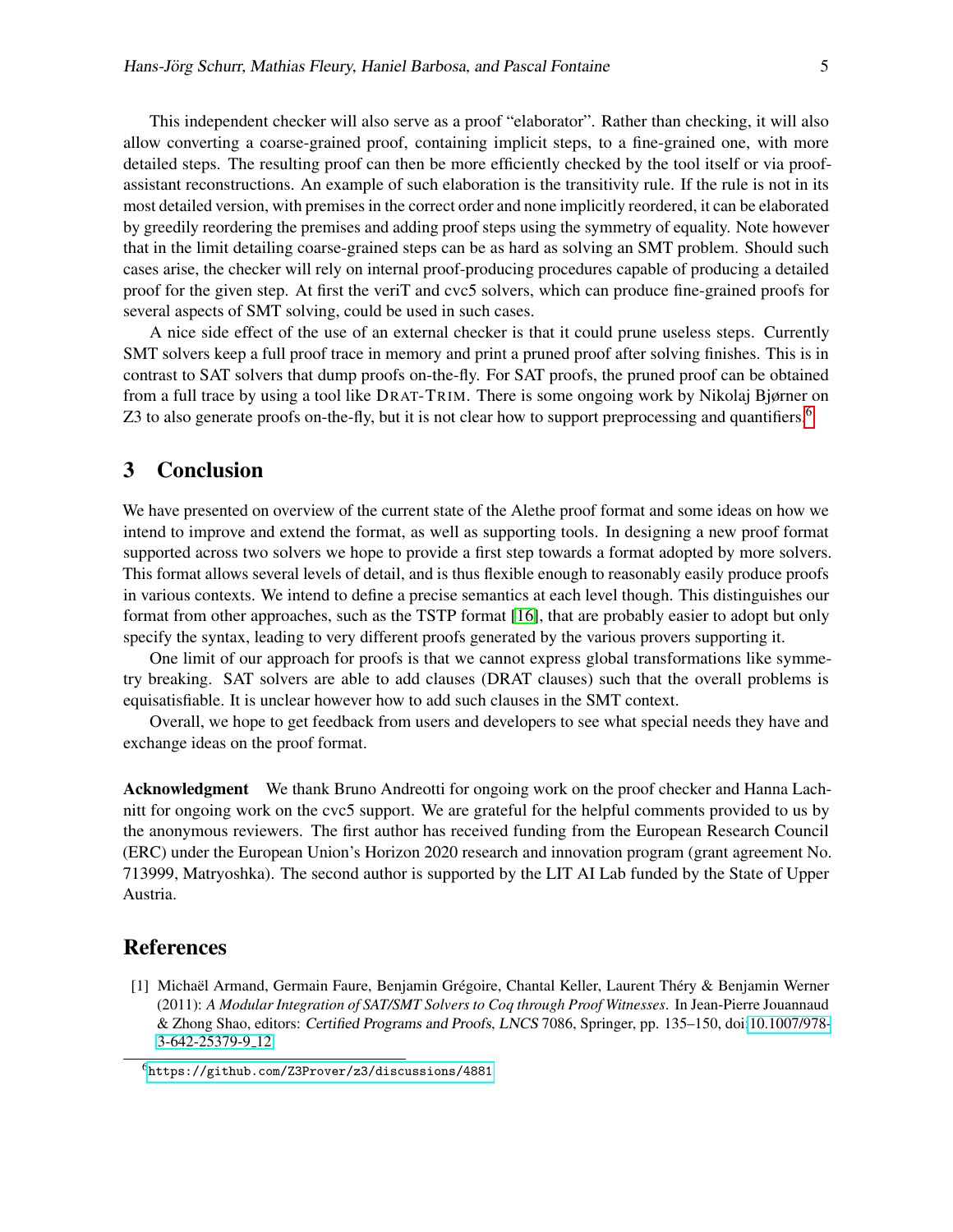This independent checker will also serve as a proof "elaborator". Rather than checking, it will also allow converting a coarse-grained proof, containing implicit steps, to a fine-grained one, with more detailed steps. The resulting proof can then be more efficiently checked by the tool itself or via proof-assistant reconstructions. An example of such elaboration is the transitivity rule. If the rule is not in its most detailed version, with premises in the correct order and none implicitly reordered, it can be elaborated by greedily reordering the premises and adding proof steps using the symmetry of equality. Note however that in the limit detailing coarse-grained steps can be as hard as solving an SMT problem. Should such cases arise, the checker will rely on internal proof-producing procedures capable of producing a detailed proof for the given step. At first the veriT and cvc5 solvers, which can produce fine-grained proofs for several aspects of SMT solving, could be used in such cases.

A nice side effect of the use of an external checker is that it could prune useless steps. Currently SMT solvers keep a full proof trace in memory and print a pruned proof after solving finishes. This is in contrast to SAT solvers that dump proofs on-the-fly. For SAT proofs, the pruned proof can be obtained from a full trace by using a tool like DRAT-TRIM. There is some ongoing work by Nikolaj Bjørner on Z3 to also generate proofs on-the-fly, but it is not clear how to support preprocessing and quantifiers.[6]

## 3 Conclusion

We have presented on overview of the current state of the Alethe proof format and some ideas on how we intend to improve and extend the format, as well as supporting tools. In designing a new proof format supported across two solvers we hope to provide a first step towards a format adopted by more solvers. This format allows several levels of detail, and is thus flexible enough to reasonably easily produce proofs in various contexts. We intend to define a precise semantics at each level though. This distinguishes our format from other approaches, such as the TSTP format [16], that are probably easier to adopt but only specify the syntax, leading to very different proofs generated by the various provers supporting it.

One limit of our approach for proofs is that we cannot express global transformations like symmetry breaking. SAT solvers are able to add clauses (DRAT clauses) such that the overall problems is equisatisfiable. It is unclear however how to add such clauses in the SMT context.

Overall, we hope to get feedback from users and developers to see what special needs they have and exchange ideas on the proof format.

**Acknowledgment** We thank Bruno Andreotti for ongoing work on the proof checker and Hanna Lachnitt for ongoing work on the cvc5 support. We are grateful for the helpful comments provided to us by the anonymous reviewers. The first author has received funding from the European Research Council (ERC) under the European Union's Horizon 2020 research and innovation program (grant agreement No. 713999, Matryoshka). The second author is supported by the LIT AI Lab funded by the State of Upper Austria.

## References

[1] Michaël Armand, Germain Faure, Benjamin Grégoire, Chantal Keller, Laurent Théry & Benjamin Werner (2011): *A Modular Integration of SAT/SMT Solvers to Coq through Proof Witnesses*. In Jean-Pierre Jouannaud & Zhong Shao, editors: *Certified Programs and Proofs*, *LNCS* 7086, Springer, pp. 135–150, doi:10.1007/978-3-642-25379-9_12.

[6] https://github.com/Z3Prover/z3/discussions/4881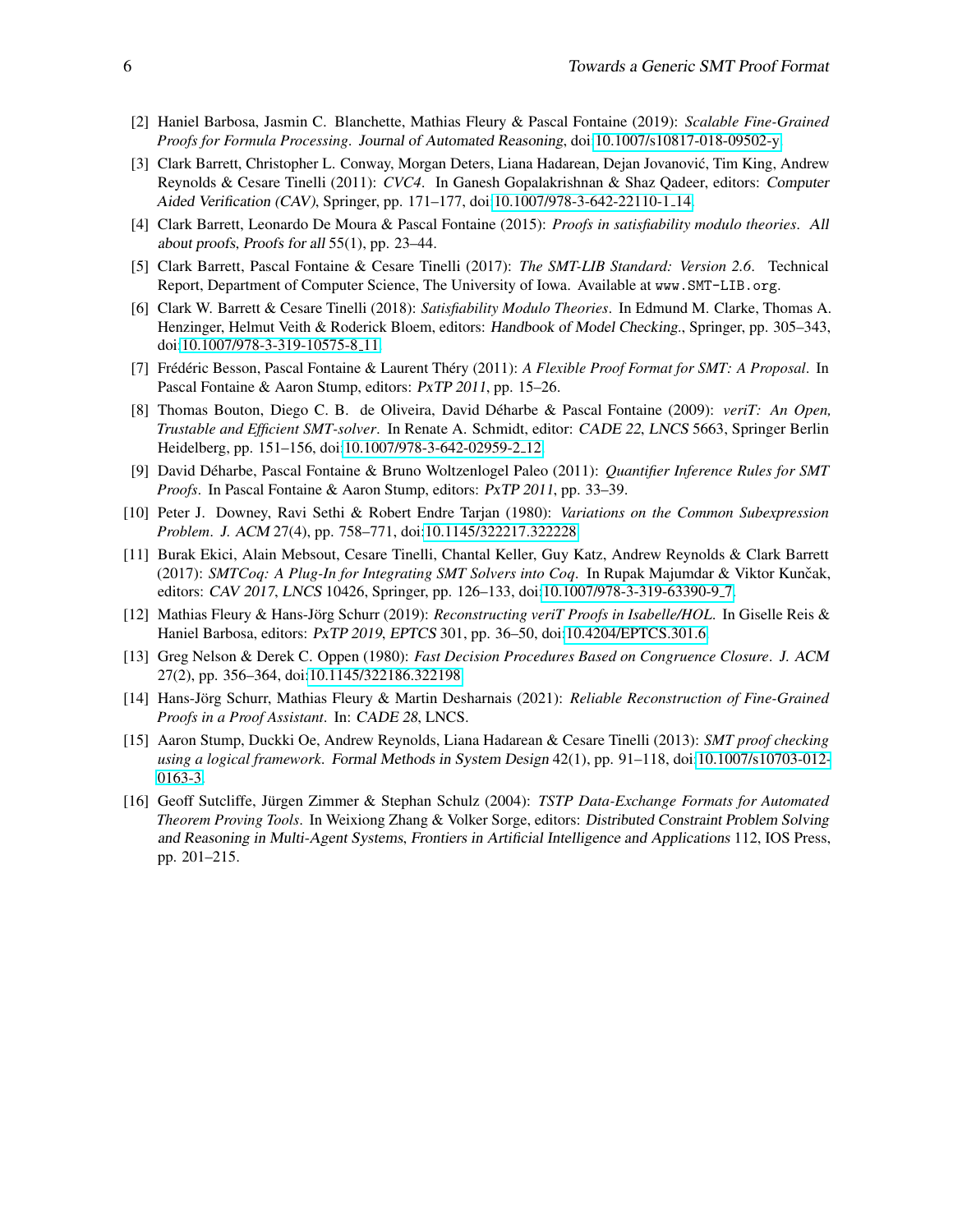[2] Haniel Barbosa, Jasmin C. Blanchette, Mathias Fleury & Pascal Fontaine (2019): *Scalable Fine-Grained Proofs for Formula Processing*. Journal of Automated Reasoning, doi:10.1007/s10817-018-09502-y.

[3] Clark Barrett, Christopher L. Conway, Morgan Deters, Liana Hadarean, Dejan Jovanović, Tim King, Andrew Reynolds & Cesare Tinelli (2011): *CVC4*. In Ganesh Gopalakrishnan & Shaz Qadeer, editors: Computer Aided Verification (CAV), Springer, pp. 171–177, doi:10.1007/978-3-642-22110-1_14.

[4] Clark Barrett, Leonardo De Moura & Pascal Fontaine (2015): *Proofs in satisfiability modulo theories*. All about proofs, Proofs for all 55(1), pp. 23–44.

[5] Clark Barrett, Pascal Fontaine & Cesare Tinelli (2017): *The SMT-LIB Standard: Version 2.6*. Technical Report, Department of Computer Science, The University of Iowa. Available at www.SMT-LIB.org.

[6] Clark W. Barrett & Cesare Tinelli (2018): *Satisfiability Modulo Theories*. In Edmund M. Clarke, Thomas A. Henzinger, Helmut Veith & Roderick Bloem, editors: Handbook of Model Checking., Springer, pp. 305–343, doi:10.1007/978-3-319-10575-8_11.

[7] Frédéric Besson, Pascal Fontaine & Laurent Théry (2011): *A Flexible Proof Format for SMT: A Proposal*. In Pascal Fontaine & Aaron Stump, editors: *PxTP 2011*, pp. 15–26.

[8] Thomas Bouton, Diego C. B. de Oliveira, David Déharbe & Pascal Fontaine (2009): *veriT: An Open, Trustable and Efficient SMT-solver*. In Renate A. Schmidt, editor: *CADE 22*, *LNCS* 5663, Springer Berlin Heidelberg, pp. 151–156, doi:10.1007/978-3-642-02959-2_12.

[9] David Déharbe, Pascal Fontaine & Bruno Woltzenlogel Paleo (2011): *Quantifier Inference Rules for SMT Proofs*. In Pascal Fontaine & Aaron Stump, editors: *PxTP 2011*, pp. 33–39.

[10] Peter J. Downey, Ravi Sethi & Robert Endre Tarjan (1980): *Variations on the Common Subexpression Problem*. J. ACM 27(4), pp. 758–771, doi:10.1145/322217.322228.

[11] Burak Ekici, Alain Mebsout, Cesare Tinelli, Chantal Keller, Guy Katz, Andrew Reynolds & Clark Barrett (2017): *SMTCoq: A Plug-In for Integrating SMT Solvers into Coq*. In Rupak Majumdar & Viktor Kunčak, editors: *CAV 2017*, *LNCS* 10426, Springer, pp. 126–133, doi:10.1007/978-3-319-63390-9_7.

[12] Mathias Fleury & Hans-Jörg Schurr (2019): *Reconstructing veriT Proofs in Isabelle/HOL*. In Giselle Reis & Haniel Barbosa, editors: *PxTP 2019*, *EPTCS* 301, pp. 36–50, doi:10.4204/EPTCS.301.6.

[13] Greg Nelson & Derek C. Oppen (1980): *Fast Decision Procedures Based on Congruence Closure*. J. ACM 27(2), pp. 356–364, doi:10.1145/322186.322198.

[14] Hans-Jörg Schurr, Mathias Fleury & Martin Desharnais (2021): *Reliable Reconstruction of Fine-Grained Proofs in a Proof Assistant*. In: *CADE 28*, LNCS.

[15] Aaron Stump, Duckki Oe, Andrew Reynolds, Liana Hadarean & Cesare Tinelli (2013): *SMT proof checking using a logical framework*. Formal Methods in System Design 42(1), pp. 91–118, doi:10.1007/s10703-012-0163-3.

[16] Geoff Sutcliffe, Jürgen Zimmer & Stephan Schulz (2004): *TSTP Data-Exchange Formats for Automated Theorem Proving Tools*. In Weixiong Zhang & Volker Sorge, editors: Distributed Constraint Problem Solving and Reasoning in Multi-Agent Systems, Frontiers in Artificial Intelligence and Applications 112, IOS Press, pp. 201–215.